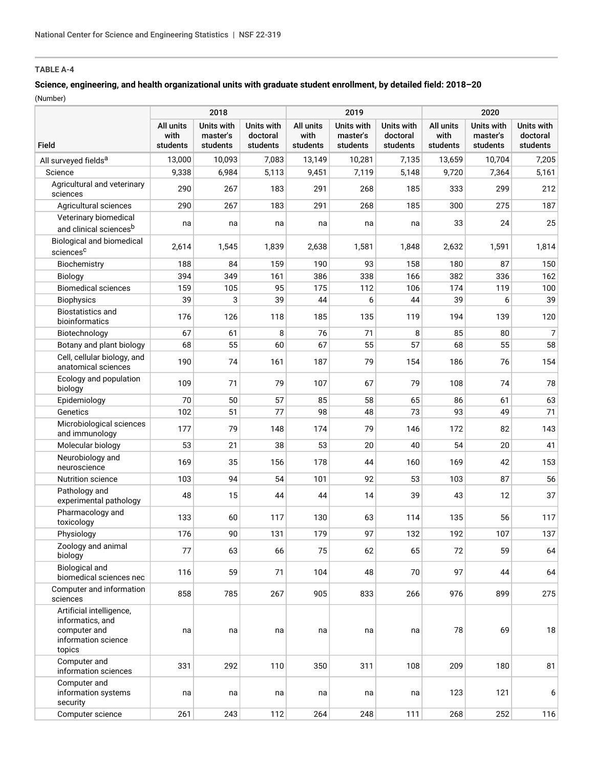**TABLE A-4**

**Science, engineering, and health organizational units with graduate student enrollment, by detailed field: 2018–20**

(Number)

| Field | 2018 | | | 2019 | | | 2020 | | |
|---|---|---|---|---|---|---|---|---|---|
| | All units with students | Units with master's students | Units with doctoral students | All units with students | Units with master's students | Units with doctoral students | All units with students | Units with master's students | Units with doctoral students |
| All surveyed fields[a] | 13,000 | 10,093 | 7,083 | 13,149 | 10,281 | 7,135 | 13,659 | 10,704 | 7,205 |
| Science | 9,338 | 6,984 | 5,113 | 9,451 | 7,119 | 5,148 | 9,720 | 7,364 | 5,161 |
| Agricultural and veterinary sciences | 290 | 267 | 183 | 291 | 268 | 185 | 333 | 299 | 212 |
| Agricultural sciences | 290 | 267 | 183 | 291 | 268 | 185 | 300 | 275 | 187 |
| Veterinary biomedical and clinical sciences[b] | na | na | na | na | na | na | 33 | 24 | 25 |
| Biological and biomedical sciences[c] | 2,614 | 1,545 | 1,839 | 2,638 | 1,581 | 1,848 | 2,632 | 1,591 | 1,814 |
| Biochemistry | 188 | 84 | 159 | 190 | 93 | 158 | 180 | 87 | 150 |
| Biology | 394 | 349 | 161 | 386 | 338 | 166 | 382 | 336 | 162 |
| Biomedical sciences | 159 | 105 | 95 | 175 | 112 | 106 | 174 | 119 | 100 |
| Biophysics | 39 | 3 | 39 | 44 | 6 | 44 | 39 | 6 | 39 |
| Biostatistics and bioinformatics | 176 | 126 | 118 | 185 | 135 | 119 | 194 | 139 | 120 |
| Biotechnology | 67 | 61 | 8 | 76 | 71 | 8 | 85 | 80 | 7 |
| Botany and plant biology | 68 | 55 | 60 | 67 | 55 | 57 | 68 | 55 | 58 |
| Cell, cellular biology, and anatomical sciences | 190 | 74 | 161 | 187 | 79 | 154 | 186 | 76 | 154 |
| Ecology and population biology | 109 | 71 | 79 | 107 | 67 | 79 | 108 | 74 | 78 |
| Epidemiology | 70 | 50 | 57 | 85 | 58 | 65 | 86 | 61 | 63 |
| Genetics | 102 | 51 | 77 | 98 | 48 | 73 | 93 | 49 | 71 |
| Microbiological sciences and immunology | 177 | 79 | 148 | 174 | 79 | 146 | 172 | 82 | 143 |
| Molecular biology | 53 | 21 | 38 | 53 | 20 | 40 | 54 | 20 | 41 |
| Neurobiology and neuroscience | 169 | 35 | 156 | 178 | 44 | 160 | 169 | 42 | 153 |
| Nutrition science | 103 | 94 | 54 | 101 | 92 | 53 | 103 | 87 | 56 |
| Pathology and experimental pathology | 48 | 15 | 44 | 44 | 14 | 39 | 43 | 12 | 37 |
| Pharmacology and toxicology | 133 | 60 | 117 | 130 | 63 | 114 | 135 | 56 | 117 |
| Physiology | 176 | 90 | 131 | 179 | 97 | 132 | 192 | 107 | 137 |
| Zoology and animal biology | 77 | 63 | 66 | 75 | 62 | 65 | 72 | 59 | 64 |
| Biological and biomedical sciences nec | 116 | 59 | 71 | 104 | 48 | 70 | 97 | 44 | 64 |
| Computer and information sciences | 858 | 785 | 267 | 905 | 833 | 266 | 976 | 899 | 275 |
| Artificial intelligence, informatics, and computer and information science topics | na | na | na | na | na | na | 78 | 69 | 18 |
| Computer and information sciences | 331 | 292 | 110 | 350 | 311 | 108 | 209 | 180 | 81 |
| Computer and information systems security | na | na | na | na | na | na | 123 | 121 | 6 |
| Computer science | 261 | 243 | 112 | 264 | 248 | 111 | 268 | 252 | 116 |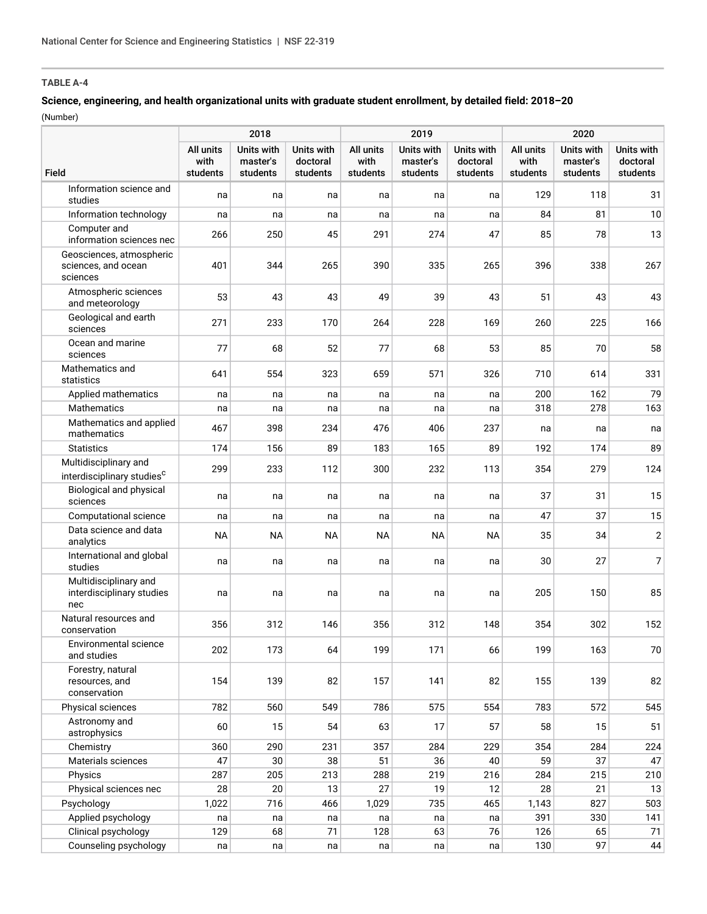**TABLE A-4**

**Science, engineering, and health organizational units with graduate student enrollment, by detailed field: 2018–20**

(Number)

| Field | 2018 | | | 2019 | | | 2020 | | |
|---|---|---|---|---|---|---|---|---|---|
| | All units with students | Units with master's students | Units with doctoral students | All units with students | Units with master's students | Units with doctoral students | All units with students | Units with master's students | Units with doctoral students |
| Information science and studies | na | na | na | na | na | na | 129 | 118 | 31 |
| Information technology | na | na | na | na | na | na | 84 | 81 | 10 |
| Computer and information sciences nec | 266 | 250 | 45 | 291 | 274 | 47 | 85 | 78 | 13 |
| Geosciences, atmospheric sciences, and ocean sciences | 401 | 344 | 265 | 390 | 335 | 265 | 396 | 338 | 267 |
| Atmospheric sciences and meteorology | 53 | 43 | 43 | 49 | 39 | 43 | 51 | 43 | 43 |
| Geological and earth sciences | 271 | 233 | 170 | 264 | 228 | 169 | 260 | 225 | 166 |
| Ocean and marine sciences | 77 | 68 | 52 | 77 | 68 | 53 | 85 | 70 | 58 |
| Mathematics and statistics | 641 | 554 | 323 | 659 | 571 | 326 | 710 | 614 | 331 |
| Applied mathematics | na | na | na | na | na | na | 200 | 162 | 79 |
| Mathematics | na | na | na | na | na | na | 318 | 278 | 163 |
| Mathematics and applied mathematics | 467 | 398 | 234 | 476 | 406 | 237 | na | na | na |
| Statistics | 174 | 156 | 89 | 183 | 165 | 89 | 192 | 174 | 89 |
| Multidisciplinary and interdisciplinary studies[c] | 299 | 233 | 112 | 300 | 232 | 113 | 354 | 279 | 124 |
| Biological and physical sciences | na | na | na | na | na | na | 37 | 31 | 15 |
| Computational science | na | na | na | na | na | na | 47 | 37 | 15 |
| Data science and data analytics | NA | NA | NA | NA | NA | NA | 35 | 34 | 2 |
| International and global studies | na | na | na | na | na | na | 30 | 27 | 7 |
| Multidisciplinary and interdisciplinary studies nec | na | na | na | na | na | na | 205 | 150 | 85 |
| Natural resources and conservation | 356 | 312 | 146 | 356 | 312 | 148 | 354 | 302 | 152 |
| Environmental science and studies | 202 | 173 | 64 | 199 | 171 | 66 | 199 | 163 | 70 |
| Forestry, natural resources, and conservation | 154 | 139 | 82 | 157 | 141 | 82 | 155 | 139 | 82 |
| Physical sciences | 782 | 560 | 549 | 786 | 575 | 554 | 783 | 572 | 545 |
| Astronomy and astrophysics | 60 | 15 | 54 | 63 | 17 | 57 | 58 | 15 | 51 |
| Chemistry | 360 | 290 | 231 | 357 | 284 | 229 | 354 | 284 | 224 |
| Materials sciences | 47 | 30 | 38 | 51 | 36 | 40 | 59 | 37 | 47 |
| Physics | 287 | 205 | 213 | 288 | 219 | 216 | 284 | 215 | 210 |
| Physical sciences nec | 28 | 20 | 13 | 27 | 19 | 12 | 28 | 21 | 13 |
| Psychology | 1,022 | 716 | 466 | 1,029 | 735 | 465 | 1,143 | 827 | 503 |
| Applied psychology | na | na | na | na | na | na | 391 | 330 | 141 |
| Clinical psychology | 129 | 68 | 71 | 128 | 63 | 76 | 126 | 65 | 71 |
| Counseling psychology | na | na | na | na | na | na | 130 | 97 | 44 |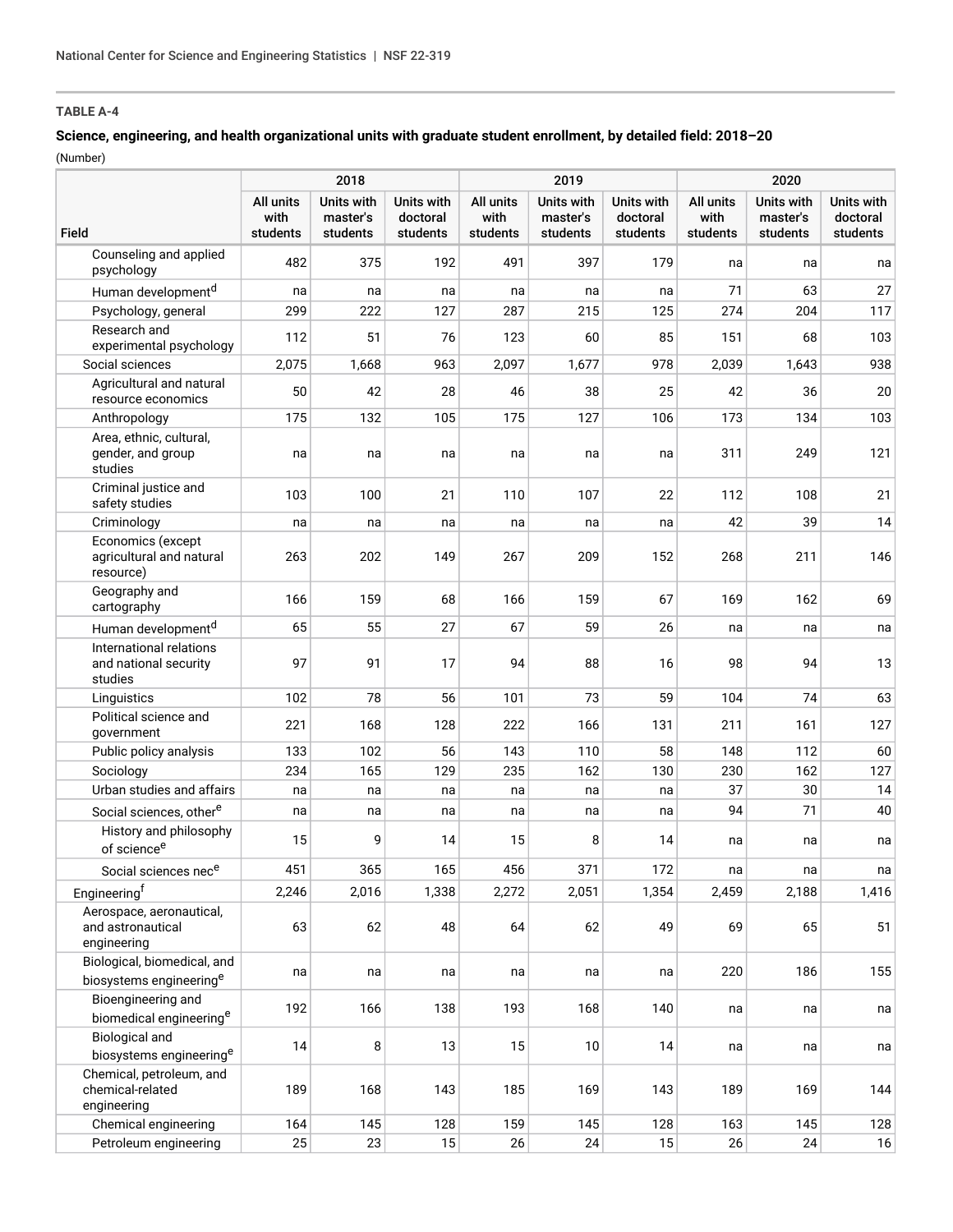**TABLE A-4**

**Science, engineering, and health organizational units with graduate student enrollment, by detailed field: 2018–20**

(Number)

| Field | 2018 | | | 2019 | | | 2020 | | |
|---|---|---|---|---|---|---|---|---|---|
| | All units with students | Units with master's students | Units with doctoral students | All units with students | Units with master's students | Units with doctoral students | All units with students | Units with master's students | Units with doctoral students |
| Counseling and applied psychology | 482 | 375 | 192 | 491 | 397 | 179 | na | na | na |
| Human development[d] | na | na | na | na | na | na | 71 | 63 | 27 |
| Psychology, general | 299 | 222 | 127 | 287 | 215 | 125 | 274 | 204 | 117 |
| Research and experimental psychology | 112 | 51 | 76 | 123 | 60 | 85 | 151 | 68 | 103 |
| Social sciences | 2,075 | 1,668 | 963 | 2,097 | 1,677 | 978 | 2,039 | 1,643 | 938 |
| Agricultural and natural resource economics | 50 | 42 | 28 | 46 | 38 | 25 | 42 | 36 | 20 |
| Anthropology | 175 | 132 | 105 | 175 | 127 | 106 | 173 | 134 | 103 |
| Area, ethnic, cultural, gender, and group studies | na | na | na | na | na | na | 311 | 249 | 121 |
| Criminal justice and safety studies | 103 | 100 | 21 | 110 | 107 | 22 | 112 | 108 | 21 |
| Criminology | na | na | na | na | na | na | 42 | 39 | 14 |
| Economics (except agricultural and natural resource) | 263 | 202 | 149 | 267 | 209 | 152 | 268 | 211 | 146 |
| Geography and cartography | 166 | 159 | 68 | 166 | 159 | 67 | 169 | 162 | 69 |
| Human development[d] | 65 | 55 | 27 | 67 | 59 | 26 | na | na | na |
| International relations and national security studies | 97 | 91 | 17 | 94 | 88 | 16 | 98 | 94 | 13 |
| Linguistics | 102 | 78 | 56 | 101 | 73 | 59 | 104 | 74 | 63 |
| Political science and government | 221 | 168 | 128 | 222 | 166 | 131 | 211 | 161 | 127 |
| Public policy analysis | 133 | 102 | 56 | 143 | 110 | 58 | 148 | 112 | 60 |
| Sociology | 234 | 165 | 129 | 235 | 162 | 130 | 230 | 162 | 127 |
| Urban studies and affairs | na | na | na | na | na | na | 37 | 30 | 14 |
| Social sciences, other[e] | na | na | na | na | na | na | 94 | 71 | 40 |
| History and philosophy of science[e] | 15 | 9 | 14 | 15 | 8 | 14 | na | na | na |
| Social sciences nec[e] | 451 | 365 | 165 | 456 | 371 | 172 | na | na | na |
| Engineering[f] | 2,246 | 2,016 | 1,338 | 2,272 | 2,051 | 1,354 | 2,459 | 2,188 | 1,416 |
| Aerospace, aeronautical, and astronautical engineering | 63 | 62 | 48 | 64 | 62 | 49 | 69 | 65 | 51 |
| Biological, biomedical, and biosystems engineering[e] | na | na | na | na | na | na | 220 | 186 | 155 |
| Bioengineering and biomedical engineering[e] | 192 | 166 | 138 | 193 | 168 | 140 | na | na | na |
| Biological and biosystems engineering[e] | 14 | 8 | 13 | 15 | 10 | 14 | na | na | na |
| Chemical, petroleum, and chemical-related engineering | 189 | 168 | 143 | 185 | 169 | 143 | 189 | 169 | 144 |
| Chemical engineering | 164 | 145 | 128 | 159 | 145 | 128 | 163 | 145 | 128 |
| Petroleum engineering | 25 | 23 | 15 | 26 | 24 | 15 | 26 | 24 | 16 |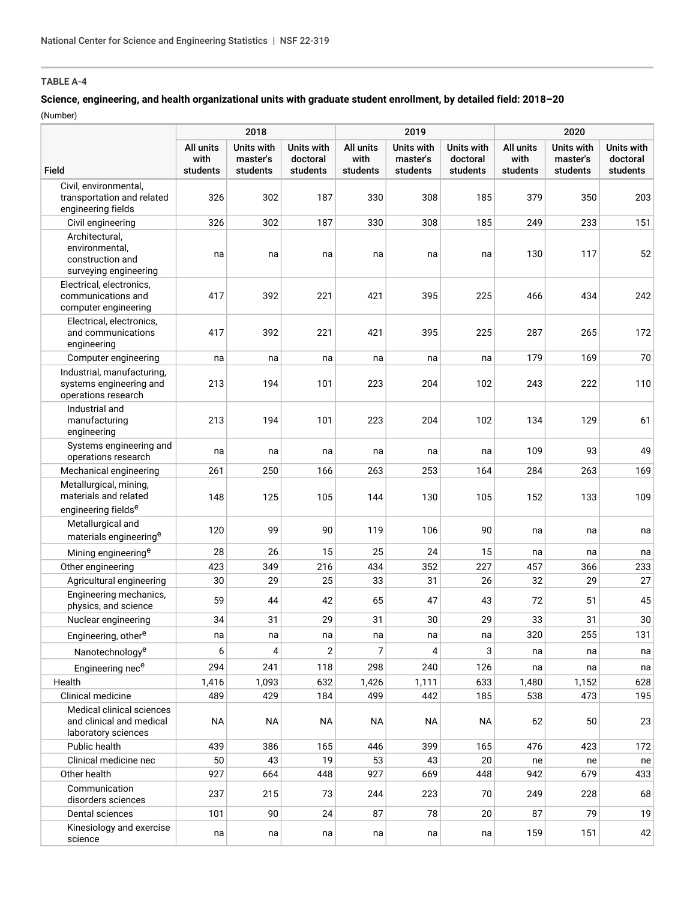**TABLE A-4**

**Science, engineering, and health organizational units with graduate student enrollment, by detailed field: 2018–20**

(Number)

| Field | 2018 | | | 2019 | | | 2020 | | |
|---|---|---|---|---|---|---|---|---|---|
| | All units with students | Units with master's students | Units with doctoral students | All units with students | Units with master's students | Units with doctoral students | All units with students | Units with master's students | Units with doctoral students |
| Civil, environmental, transportation and related engineering fields | 326 | 302 | 187 | 330 | 308 | 185 | 379 | 350 | 203 |
| Civil engineering | 326 | 302 | 187 | 330 | 308 | 185 | 249 | 233 | 151 |
| Architectural, environmental, construction and surveying engineering | na | na | na | na | na | na | 130 | 117 | 52 |
| Electrical, electronics, communications and computer engineering | 417 | 392 | 221 | 421 | 395 | 225 | 466 | 434 | 242 |
| Electrical, electronics, and communications engineering | 417 | 392 | 221 | 421 | 395 | 225 | 287 | 265 | 172 |
| Computer engineering | na | na | na | na | na | na | 179 | 169 | 70 |
| Industrial, manufacturing, systems engineering and operations research | 213 | 194 | 101 | 223 | 204 | 102 | 243 | 222 | 110 |
| Industrial and manufacturing engineering | 213 | 194 | 101 | 223 | 204 | 102 | 134 | 129 | 61 |
| Systems engineering and operations research | na | na | na | na | na | na | 109 | 93 | 49 |
| Mechanical engineering | 261 | 250 | 166 | 263 | 253 | 164 | 284 | 263 | 169 |
| Metallurgical, mining, materials and related engineering fields[e] | 148 | 125 | 105 | 144 | 130 | 105 | 152 | 133 | 109 |
| Metallurgical and materials engineering[e] | 120 | 99 | 90 | 119 | 106 | 90 | na | na | na |
| Mining engineering[e] | 28 | 26 | 15 | 25 | 24 | 15 | na | na | na |
| Other engineering | 423 | 349 | 216 | 434 | 352 | 227 | 457 | 366 | 233 |
| Agricultural engineering | 30 | 29 | 25 | 33 | 31 | 26 | 32 | 29 | 27 |
| Engineering mechanics, physics, and science | 59 | 44 | 42 | 65 | 47 | 43 | 72 | 51 | 45 |
| Nuclear engineering | 34 | 31 | 29 | 31 | 30 | 29 | 33 | 31 | 30 |
| Engineering, other[e] | na | na | na | na | na | na | 320 | 255 | 131 |
| Nanotechnology[e] | 6 | 4 | 2 | 7 | 4 | 3 | na | na | na |
| Engineering nec[e] | 294 | 241 | 118 | 298 | 240 | 126 | na | na | na |
| Health | 1,416 | 1,093 | 632 | 1,426 | 1,111 | 633 | 1,480 | 1,152 | 628 |
| Clinical medicine | 489 | 429 | 184 | 499 | 442 | 185 | 538 | 473 | 195 |
| Medical clinical sciences and clinical and medical laboratory sciences | NA | NA | NA | NA | NA | NA | 62 | 50 | 23 |
| Public health | 439 | 386 | 165 | 446 | 399 | 165 | 476 | 423 | 172 |
| Clinical medicine nec | 50 | 43 | 19 | 53 | 43 | 20 | ne | ne | ne |
| Other health | 927 | 664 | 448 | 927 | 669 | 448 | 942 | 679 | 433 |
| Communication disorders sciences | 237 | 215 | 73 | 244 | 223 | 70 | 249 | 228 | 68 |
| Dental sciences | 101 | 90 | 24 | 87 | 78 | 20 | 87 | 79 | 19 |
| Kinesiology and exercise science | na | na | na | na | na | na | 159 | 151 | 42 |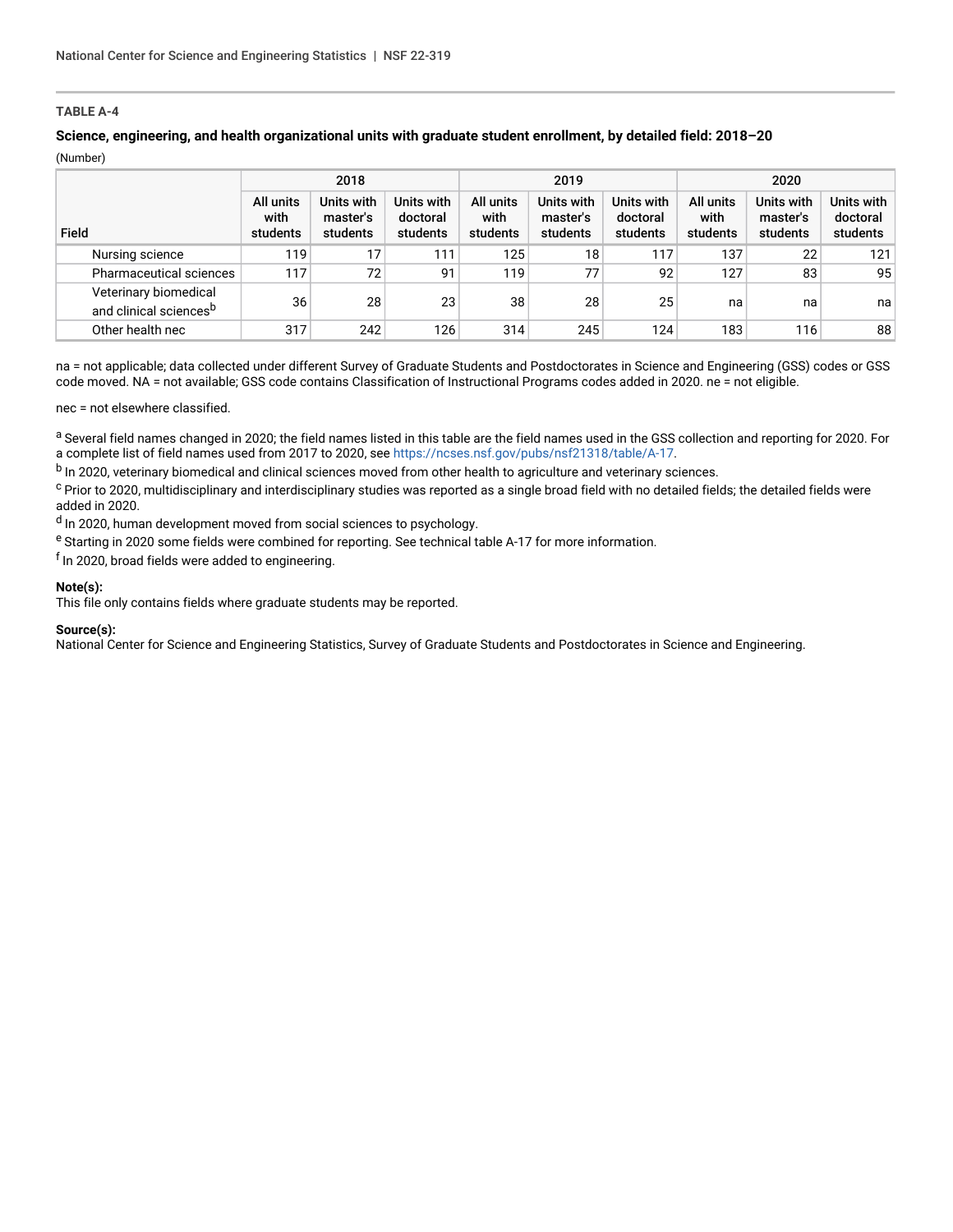TABLE A-4

**Science, engineering, and health organizational units with graduate student enrollment, by detailed field: 2018–20**

(Number)

| Field | 2018 | | | 2019 | | | 2020 | | |
|---|---|---|---|---|---|---|---|---|---|
| | All units with students | Units with master's students | Units with doctoral students | All units with students | Units with master's students | Units with doctoral students | All units with students | Units with master's students | Units with doctoral students |
| Nursing science | 119 | 17 | 111 | 125 | 18 | 117 | 137 | 22 | 121 |
| Pharmaceutical sciences | 117 | 72 | 91 | 119 | 77 | 92 | 127 | 83 | 95 |
| Veterinary biomedical and clinical sciences[b] | 36 | 28 | 23 | 38 | 28 | 25 | na | na | na |
| Other health nec | 317 | 242 | 126 | 314 | 245 | 124 | 183 | 116 | 88 |

na = not applicable; data collected under different Survey of Graduate Students and Postdoctorates in Science and Engineering (GSS) codes or GSS code moved. NA = not available; GSS code contains Classification of Instructional Programs codes added in 2020. ne = not eligible.

nec = not elsewhere classified.

[a] Several field names changed in 2020; the field names listed in this table are the field names used in the GSS collection and reporting for 2020. For a complete list of field names used from 2017 to 2020, see https://ncses.nsf.gov/pubs/nsf21318/table/A-17.

[b] In 2020, veterinary biomedical and clinical sciences moved from other health to agriculture and veterinary sciences.

[c] Prior to 2020, multidisciplinary and interdisciplinary studies was reported as a single broad field with no detailed fields; the detailed fields were added in 2020.

[d] In 2020, human development moved from social sciences to psychology.

[e] Starting in 2020 some fields were combined for reporting. See technical table A-17 for more information.

[f] In 2020, broad fields were added to engineering.

**Note(s):**
This file only contains fields where graduate students may be reported.

**Source(s):**
National Center for Science and Engineering Statistics, Survey of Graduate Students and Postdoctorates in Science and Engineering.